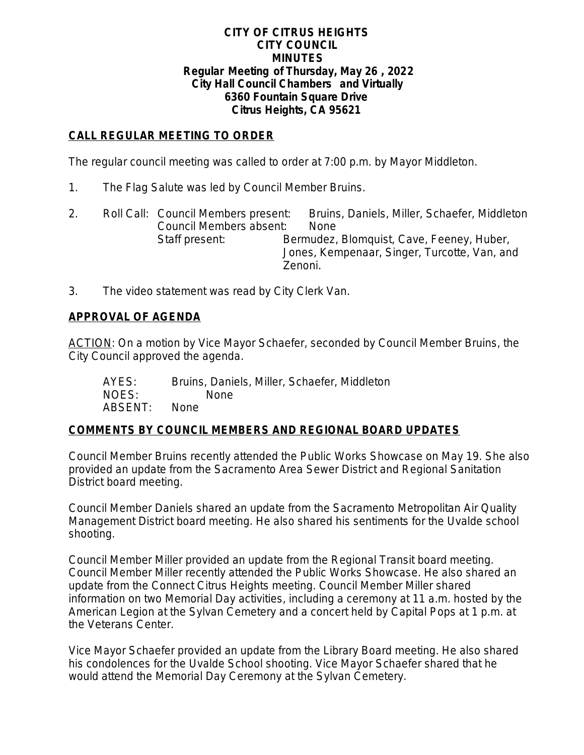**CITY OF CITRUS HEIGHTS**
**CITY COUNCIL**
**MINUTES**
**Regular Meeting of Thursday, May 26 , 2022**
**City Hall Council Chambers and Virtually**
**6360 Fountain Square Drive**
**Citrus Heights, CA 95621**

## CALL REGULAR MEETING TO ORDER

The regular council meeting was called to order at 7:00 p.m. by Mayor Middleton.

1. The Flag Salute was led by Council Member Bruins.

2. Roll Call: Council Members present: Bruins, Daniels, Miller, Schaefer, Middleton
   Council Members absent: None
   Staff present: Bermudez, Blomquist, Cave, Feeney, Huber, Jones, Kempenaar, Singer, Turcotte, Van, and Zenoni.

3. The video statement was read by City Clerk Van.

## APPROVAL OF AGENDA

ACTION: On a motion by Vice Mayor Schaefer, seconded by Council Member Bruins, the City Council approved the agenda.

AYES: Bruins, Daniels, Miller, Schaefer, Middleton
NOES: None
ABSENT: None

## COMMENTS BY COUNCIL MEMBERS AND REGIONAL BOARD UPDATES

Council Member Bruins recently attended the Public Works Showcase on May 19. She also provided an update from the Sacramento Area Sewer District and Regional Sanitation District board meeting.

Council Member Daniels shared an update from the Sacramento Metropolitan Air Quality Management District board meeting. He also shared his sentiments for the Uvalde school shooting.

Council Member Miller provided an update from the Regional Transit board meeting. Council Member Miller recently attended the Public Works Showcase. He also shared an update from the Connect Citrus Heights meeting. Council Member Miller shared information on two Memorial Day activities, including a ceremony at 11 a.m. hosted by the American Legion at the Sylvan Cemetery and a concert held by Capital Pops at 1 p.m. at the Veterans Center.

Vice Mayor Schaefer provided an update from the Library Board meeting. He also shared his condolences for the Uvalde School shooting. Vice Mayor Schaefer shared that he would attend the Memorial Day Ceremony at the Sylvan Cemetery.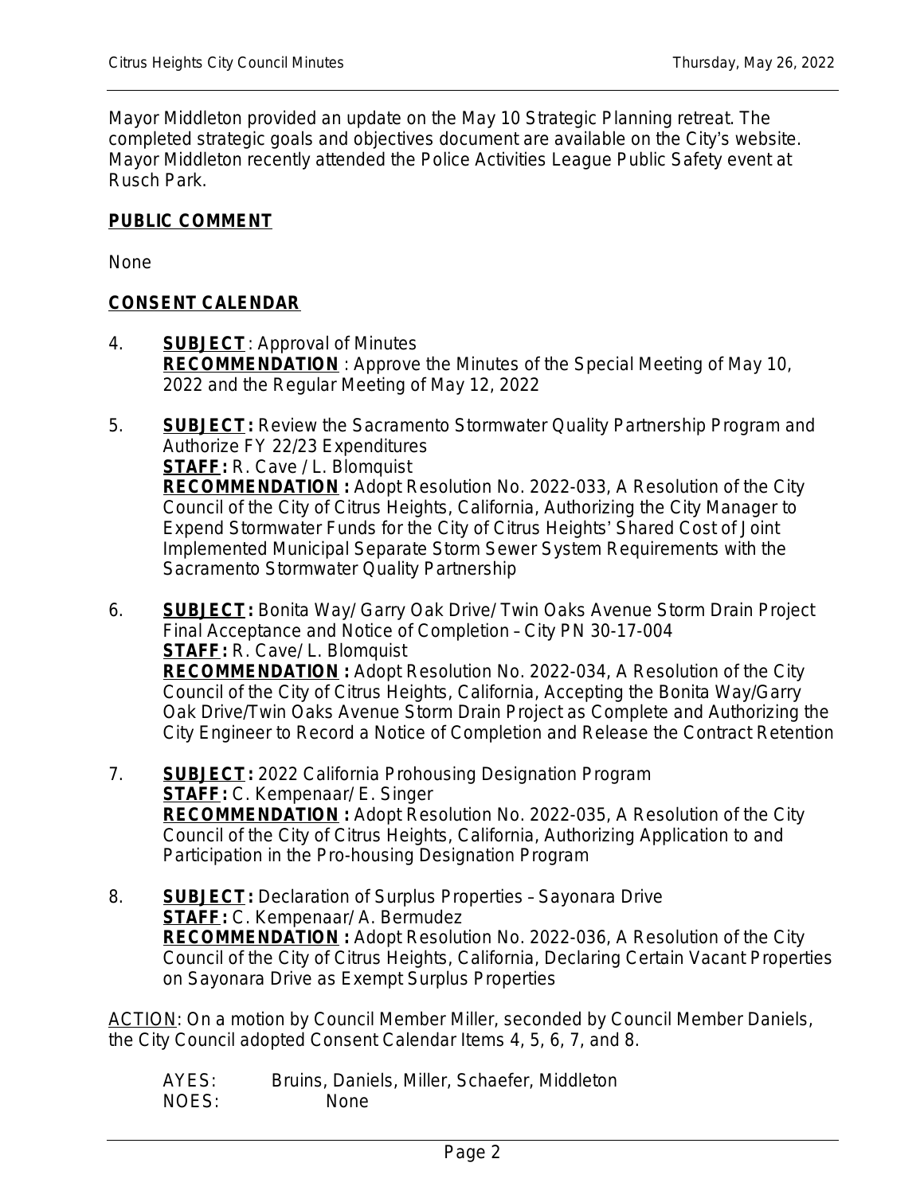Mayor Middleton provided an update on the May 10 Strategic Planning retreat. The completed strategic goals and objectives document are available on the City's website. Mayor Middleton recently attended the Police Activities League Public Safety event at Rusch Park.

## PUBLIC COMMENT

None

## CONSENT CALENDAR

4. **SUBJECT**: Approval of Minutes
   **RECOMMENDATION** : Approve the Minutes of the Special Meeting of May 10, 2022 and the Regular Meeting of May 12, 2022

5. **SUBJECT:** Review the Sacramento Stormwater Quality Partnership Program and Authorize FY 22/23 Expenditures
   **STAFF:** R. Cave / L. Blomquist
   **RECOMMENDATION :** Adopt Resolution No. 2022-033, A Resolution of the City Council of the City of Citrus Heights, California, Authorizing the City Manager to Expend Stormwater Funds for the City of Citrus Heights' Shared Cost of Joint Implemented Municipal Separate Storm Sewer System Requirements with the Sacramento Stormwater Quality Partnership

6. **SUBJECT:** Bonita Way/ Garry Oak Drive/ Twin Oaks Avenue Storm Drain Project Final Acceptance and Notice of Completion – City PN 30-17-004
   **STAFF:** R. Cave/ L. Blomquist
   **RECOMMENDATION :** Adopt Resolution No. 2022-034, A Resolution of the City Council of the City of Citrus Heights, California, Accepting the Bonita Way/Garry Oak Drive/Twin Oaks Avenue Storm Drain Project as Complete and Authorizing the City Engineer to Record a Notice of Completion and Release the Contract Retention

7. **SUBJECT:** 2022 California Prohousing Designation Program
   **STAFF:** C. Kempenaar/ E. Singer
   **RECOMMENDATION :** Adopt Resolution No. 2022-035, A Resolution of the City Council of the City of Citrus Heights, California, Authorizing Application to and Participation in the Pro-housing Designation Program

8. **SUBJECT:** Declaration of Surplus Properties – Sayonara Drive
   **STAFF:** C. Kempenaar/ A. Bermudez
   **RECOMMENDATION :** Adopt Resolution No. 2022-036, A Resolution of the City Council of the City of Citrus Heights, California, Declaring Certain Vacant Properties on Sayonara Drive as Exempt Surplus Properties

ACTION: On a motion by Council Member Miller, seconded by Council Member Daniels, the City Council adopted Consent Calendar Items 4, 5, 6, 7, and 8.

AYES: Bruins, Daniels, Miller, Schaefer, Middleton
NOES: None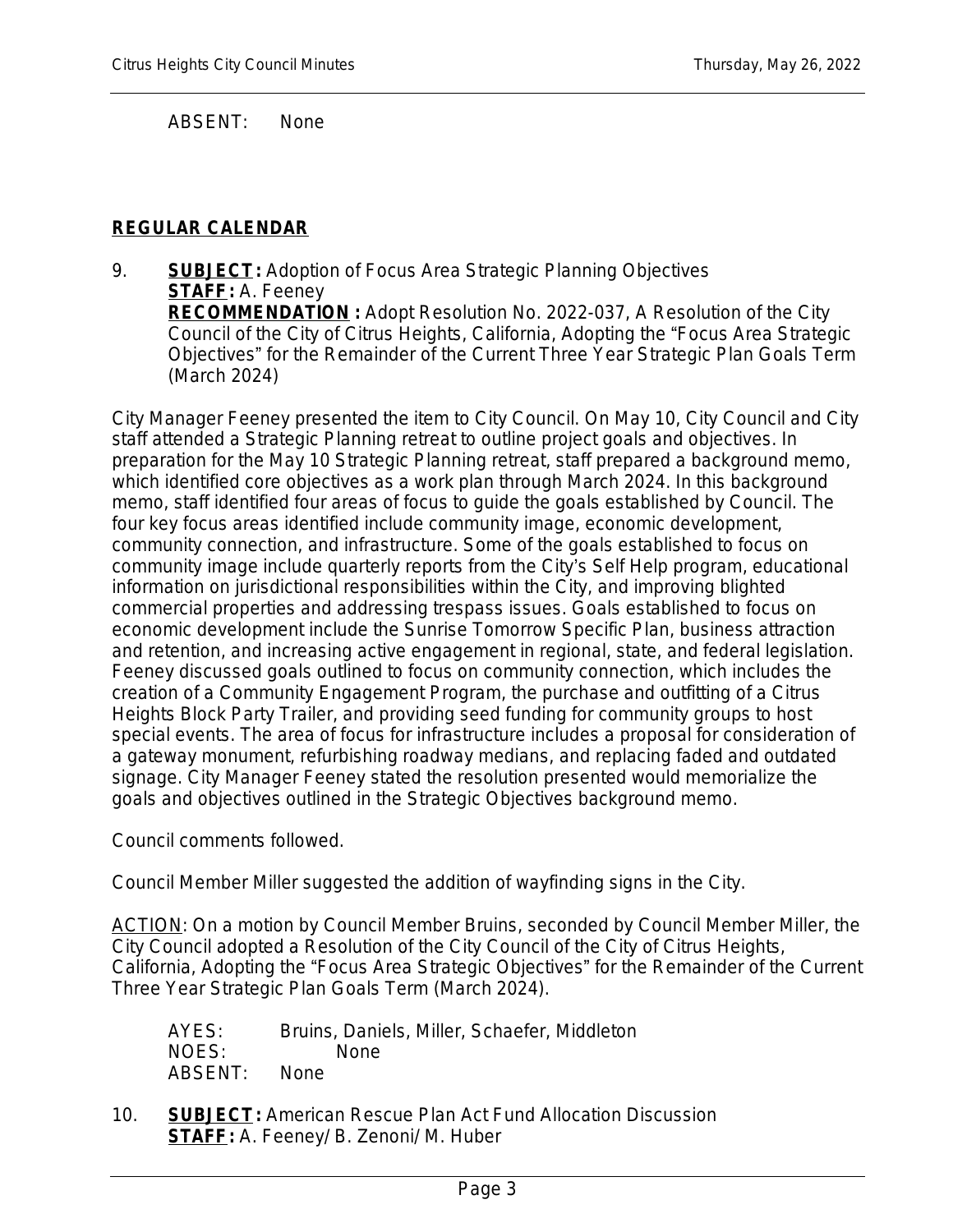ABSENT: None

**REGULAR CALENDAR**

9. **SUBJECT:** Adoption of Focus Area Strategic Planning Objectives
   **STAFF:** A. Feeney
   **RECOMMENDATION :** Adopt Resolution No. 2022-037, A Resolution of the City Council of the City of Citrus Heights, California, Adopting the "Focus Area Strategic Objectives" for the Remainder of the Current Three Year Strategic Plan Goals Term (March 2024)

City Manager Feeney presented the item to City Council. On May 10, City Council and City staff attended a Strategic Planning retreat to outline project goals and objectives. In preparation for the May 10 Strategic Planning retreat, staff prepared a background memo, which identified core objectives as a work plan through March 2024. In this background memo, staff identified four areas of focus to guide the goals established by Council. The four key focus areas identified include community image, economic development, community connection, and infrastructure. Some of the goals established to focus on community image include quarterly reports from the City's Self Help program, educational information on jurisdictional responsibilities within the City, and improving blighted commercial properties and addressing trespass issues. Goals established to focus on economic development include the Sunrise Tomorrow Specific Plan, business attraction and retention, and increasing active engagement in regional, state, and federal legislation. Feeney discussed goals outlined to focus on community connection, which includes the creation of a Community Engagement Program, the purchase and outfitting of a Citrus Heights Block Party Trailer, and providing seed funding for community groups to host special events. The area of focus for infrastructure includes a proposal for consideration of a gateway monument, refurbishing roadway medians, and replacing faded and outdated signage. City Manager Feeney stated the resolution presented would memorialize the goals and objectives outlined in the Strategic Objectives background memo.

Council comments followed.

Council Member Miller suggested the addition of wayfinding signs in the City.

ACTION: On a motion by Council Member Bruins, seconded by Council Member Miller, the City Council adopted a Resolution of the City Council of the City of Citrus Heights, California, Adopting the "Focus Area Strategic Objectives" for the Remainder of the Current Three Year Strategic Plan Goals Term (March 2024).

AYES: Bruins, Daniels, Miller, Schaefer, Middleton
NOES: None
ABSENT: None

10. **SUBJECT:** American Rescue Plan Act Fund Allocation Discussion
    **STAFF:** A. Feeney/ B. Zenoni/ M. Huber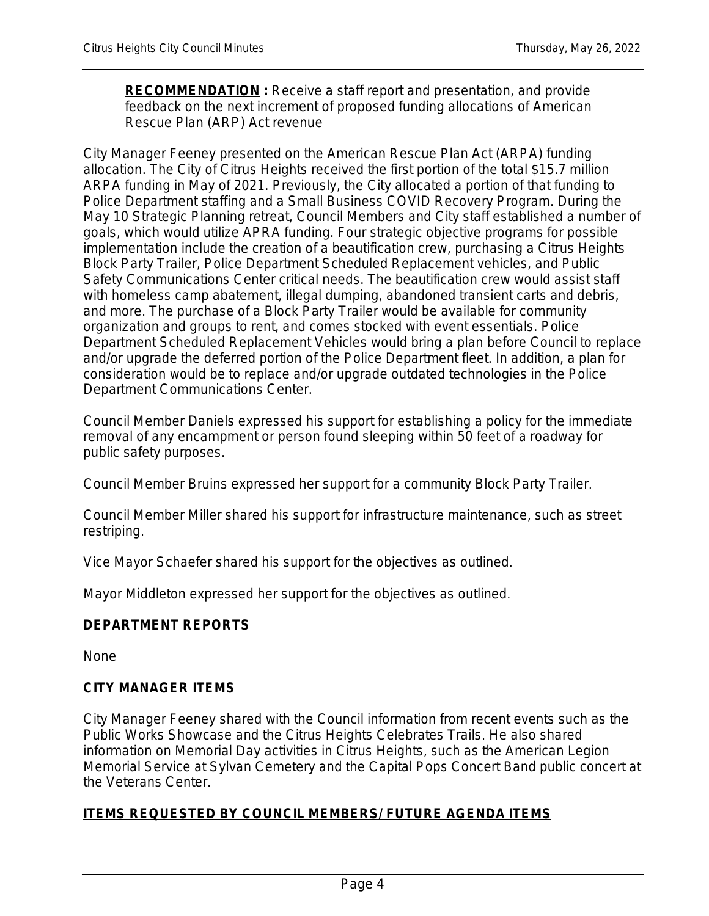**RECOMMENDATION :** Receive a staff report and presentation, and provide feedback on the next increment of proposed funding allocations of American Rescue Plan (ARP) Act revenue

City Manager Feeney presented on the American Rescue Plan Act (ARPA) funding allocation. The City of Citrus Heights received the first portion of the total $15.7 million ARPA funding in May of 2021. Previously, the City allocated a portion of that funding to Police Department staffing and a Small Business COVID Recovery Program. During the May 10 Strategic Planning retreat, Council Members and City staff established a number of goals, which would utilize APRA funding. Four strategic objective programs for possible implementation include the creation of a beautification crew, purchasing a Citrus Heights Block Party Trailer, Police Department Scheduled Replacement vehicles, and Public Safety Communications Center critical needs. The beautification crew would assist staff with homeless camp abatement, illegal dumping, abandoned transient carts and debris, and more. The purchase of a Block Party Trailer would be available for community organization and groups to rent, and comes stocked with event essentials. Police Department Scheduled Replacement Vehicles would bring a plan before Council to replace and/or upgrade the deferred portion of the Police Department fleet. In addition, a plan for consideration would be to replace and/or upgrade outdated technologies in the Police Department Communications Center.

Council Member Daniels expressed his support for establishing a policy for the immediate removal of any encampment or person found sleeping within 50 feet of a roadway for public safety purposes.

Council Member Bruins expressed her support for a community Block Party Trailer.

Council Member Miller shared his support for infrastructure maintenance, such as street restriping.

Vice Mayor Schaefer shared his support for the objectives as outlined.

Mayor Middleton expressed her support for the objectives as outlined.

## DEPARTMENT REPORTS

None

## CITY MANAGER ITEMS

City Manager Feeney shared with the Council information from recent events such as the Public Works Showcase and the Citrus Heights Celebrates Trails. He also shared information on Memorial Day activities in Citrus Heights, such as the American Legion Memorial Service at Sylvan Cemetery and the Capital Pops Concert Band public concert at the Veterans Center.

## ITEMS REQUESTED BY COUNCIL MEMBERS/FUTURE AGENDA ITEMS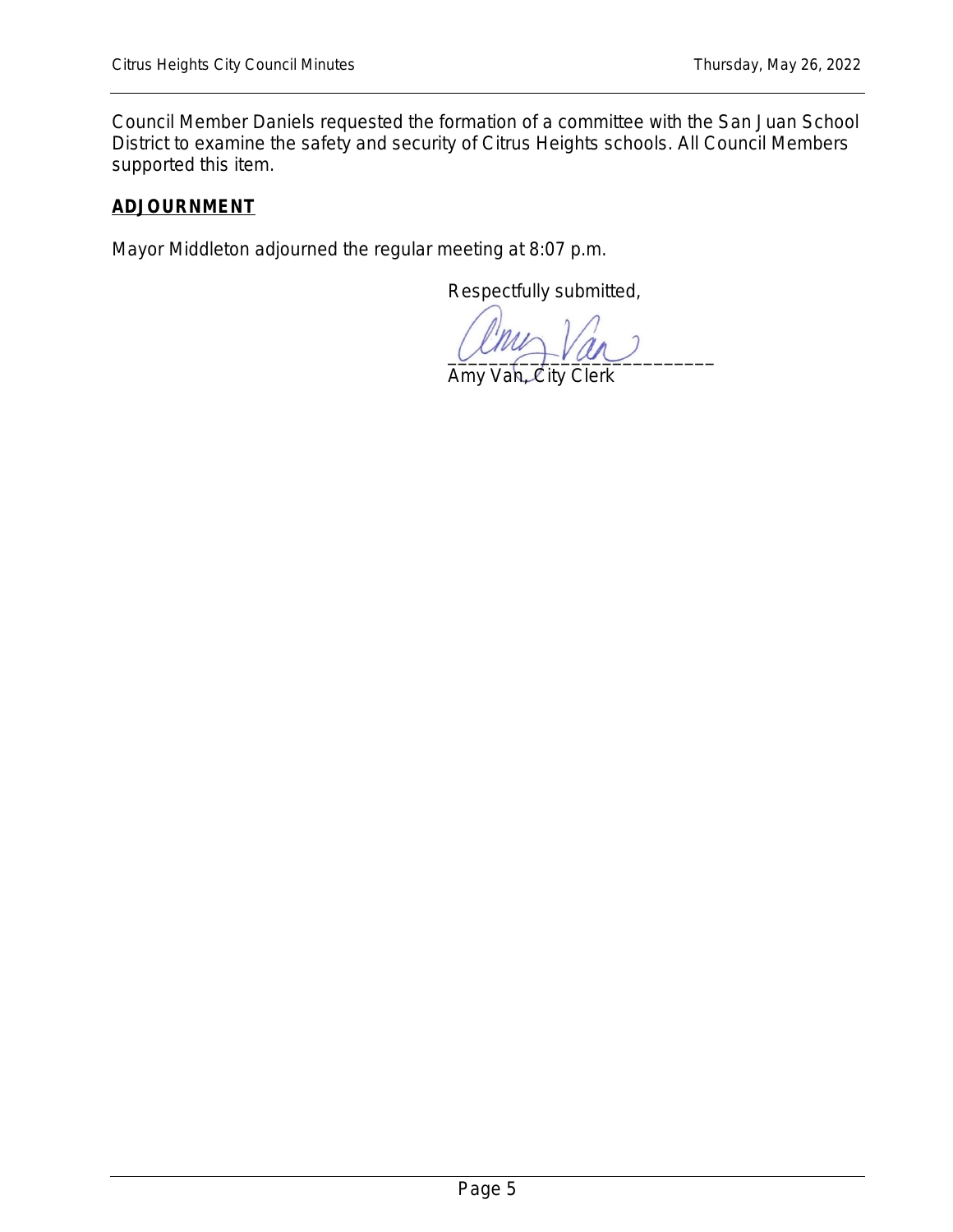Council Member Daniels requested the formation of a committee with the San Juan School District to examine the safety and security of Citrus Heights schools. All Council Members supported this item.

**ADJOURNMENT**

Mayor Middleton adjourned the regular meeting at 8:07 p.m.

Respectfully submitted,

___________________________
Amy Van, City Clerk